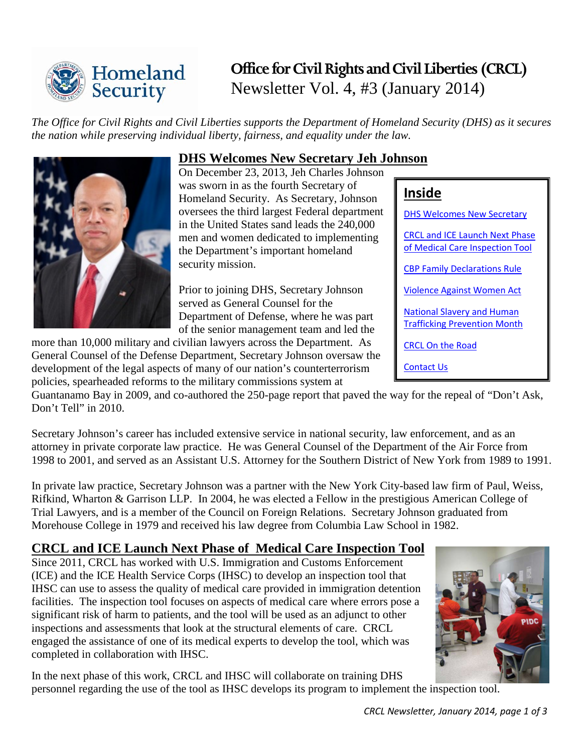# Office for Civil Rights and Civil Liberties (CRCL)
## Newsletter Vol. 4, #3 (January 2014)

*The Office for Civil Rights and Civil Liberties supports the Department of Homeland Security (DHS) as it secures the nation while preserving individual liberty, fairness, and equality under the law.*

**Inside**

- DHS Welcomes New Secretary
- CRCL and ICE Launch Next Phase of Medical Care Inspection Tool
- CBP Family Declarations Rule
- Violence Against Women Act
- National Slavery and Human Trafficking Prevention Month
- CRCL On the Road
- Contact Us

## DHS Welcomes New Secretary Jeh Johnson

On December 23, 2013, Jeh Charles Johnson was sworn in as the fourth Secretary of Homeland Security. As Secretary, Johnson oversees the third largest Federal department in the United States sand leads the 240,000 men and women dedicated to implementing the Department's important homeland security mission.

Prior to joining DHS, Secretary Johnson served as General Counsel for the Department of Defense, where he was part of the senior management team and led the more than 10,000 military and civilian lawyers across the Department. As General Counsel of the Defense Department, Secretary Johnson oversaw the development of the legal aspects of many of our nation's counterterrorism policies, spearheaded reforms to the military commissions system at Guantanamo Bay in 2009, and co-authored the 250-page report that paved the way for the repeal of "Don't Ask, Don't Tell" in 2010.

Secretary Johnson's career has included extensive service in national security, law enforcement, and as an attorney in private corporate law practice. He was General Counsel of the Department of the Air Force from 1998 to 2001, and served as an Assistant U.S. Attorney for the Southern District of New York from 1989 to 1991.

In private law practice, Secretary Johnson was a partner with the New York City-based law firm of Paul, Weiss, Rifkind, Wharton & Garrison LLP. In 2004, he was elected a Fellow in the prestigious American College of Trial Lawyers, and is a member of the Council on Foreign Relations. Secretary Johnson graduated from Morehouse College in 1979 and received his law degree from Columbia Law School in 1982.

## CRCL and ICE Launch Next Phase of Medical Care Inspection Tool

Since 2011, CRCL has worked with U.S. Immigration and Customs Enforcement (ICE) and the ICE Health Service Corps (IHSC) to develop an inspection tool that IHSC can use to assess the quality of medical care provided in immigration detention facilities. The inspection tool focuses on aspects of medical care where errors pose a significant risk of harm to patients, and the tool will be used as an adjunct to other inspections and assessments that look at the structural elements of care. CRCL engaged the assistance of one of its medical experts to develop the tool, which was completed in collaboration with IHSC.

In the next phase of this work, CRCL and IHSC will collaborate on training DHS personnel regarding the use of the tool as IHSC develops its program to implement the inspection tool.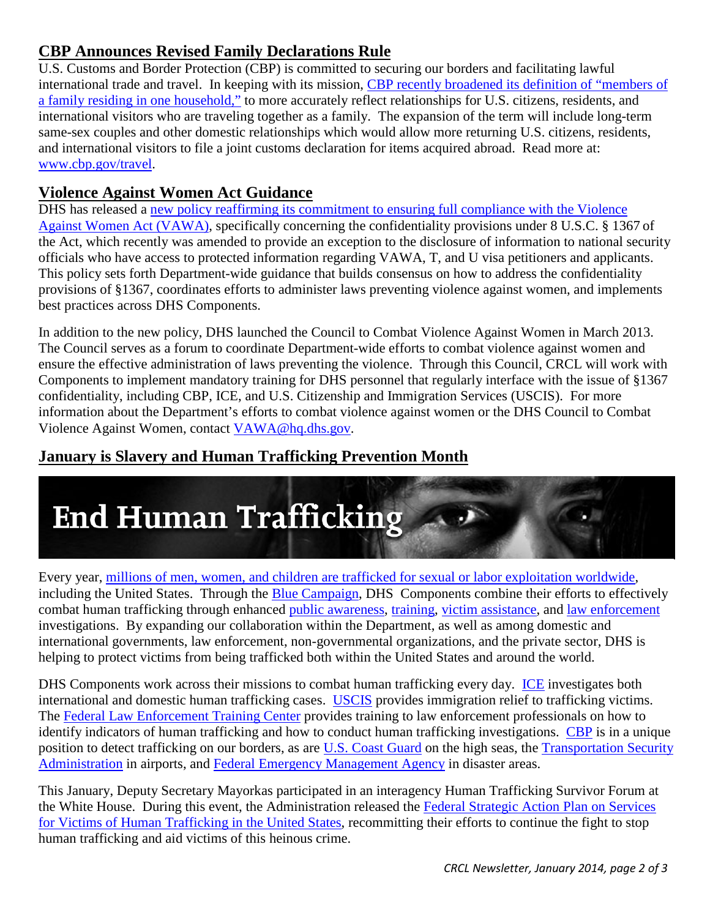## CBP Announces Revised Family Declarations Rule

U.S. Customs and Border Protection (CBP) is committed to securing our borders and facilitating lawful international trade and travel. In keeping with its mission, CBP recently broadened its definition of "members of a family residing in one household," to more accurately reflect relationships for U.S. citizens, residents, and international visitors who are traveling together as a family. The expansion of the term will include long-term same-sex couples and other domestic relationships which would allow more returning U.S. citizens, residents, and international visitors to file a joint customs declaration for items acquired abroad. Read more at: www.cbp.gov/travel.

## Violence Against Women Act Guidance

DHS has released a new policy reaffirming its commitment to ensuring full compliance with the Violence Against Women Act (VAWA), specifically concerning the confidentiality provisions under 8 U.S.C. § 1367 of the Act, which recently was amended to provide an exception to the disclosure of information to national security officials who have access to protected information regarding VAWA, T, and U visa petitioners and applicants. This policy sets forth Department-wide guidance that builds consensus on how to address the confidentiality provisions of §1367, coordinates efforts to administer laws preventing violence against women, and implements best practices across DHS Components.

In addition to the new policy, DHS launched the Council to Combat Violence Against Women in March 2013. The Council serves as a forum to coordinate Department-wide efforts to combat violence against women and ensure the effective administration of laws preventing the violence. Through this Council, CRCL will work with Components to implement mandatory training for DHS personnel that regularly interface with the issue of §1367 confidentiality, including CBP, ICE, and U.S. Citizenship and Immigration Services (USCIS). For more information about the Department's efforts to combat violence against women or the DHS Council to Combat Violence Against Women, contact VAWA@hq.dhs.gov.

## January is Slavery and Human Trafficking Prevention Month

End Human Trafficking

Every year, millions of men, women, and children are trafficked for sexual or labor exploitation worldwide, including the United States. Through the Blue Campaign, DHS Components combine their efforts to effectively combat human trafficking through enhanced public awareness, training, victim assistance, and law enforcement investigations. By expanding our collaboration within the Department, as well as among domestic and international governments, law enforcement, non-governmental organizations, and the private sector, DHS is helping to protect victims from being trafficked both within the United States and around the world.

DHS Components work across their missions to combat human trafficking every day. ICE investigates both international and domestic human trafficking cases. USCIS provides immigration relief to trafficking victims. The Federal Law Enforcement Training Center provides training to law enforcement professionals on how to identify indicators of human trafficking and how to conduct human trafficking investigations. CBP is in a unique position to detect trafficking on our borders, as are U.S. Coast Guard on the high seas, the Transportation Security Administration in airports, and Federal Emergency Management Agency in disaster areas.

This January, Deputy Secretary Mayorkas participated in an interagency Human Trafficking Survivor Forum at the White House. During this event, the Administration released the Federal Strategic Action Plan on Services for Victims of Human Trafficking in the United States, recommitting their efforts to continue the fight to stop human trafficking and aid victims of this heinous crime.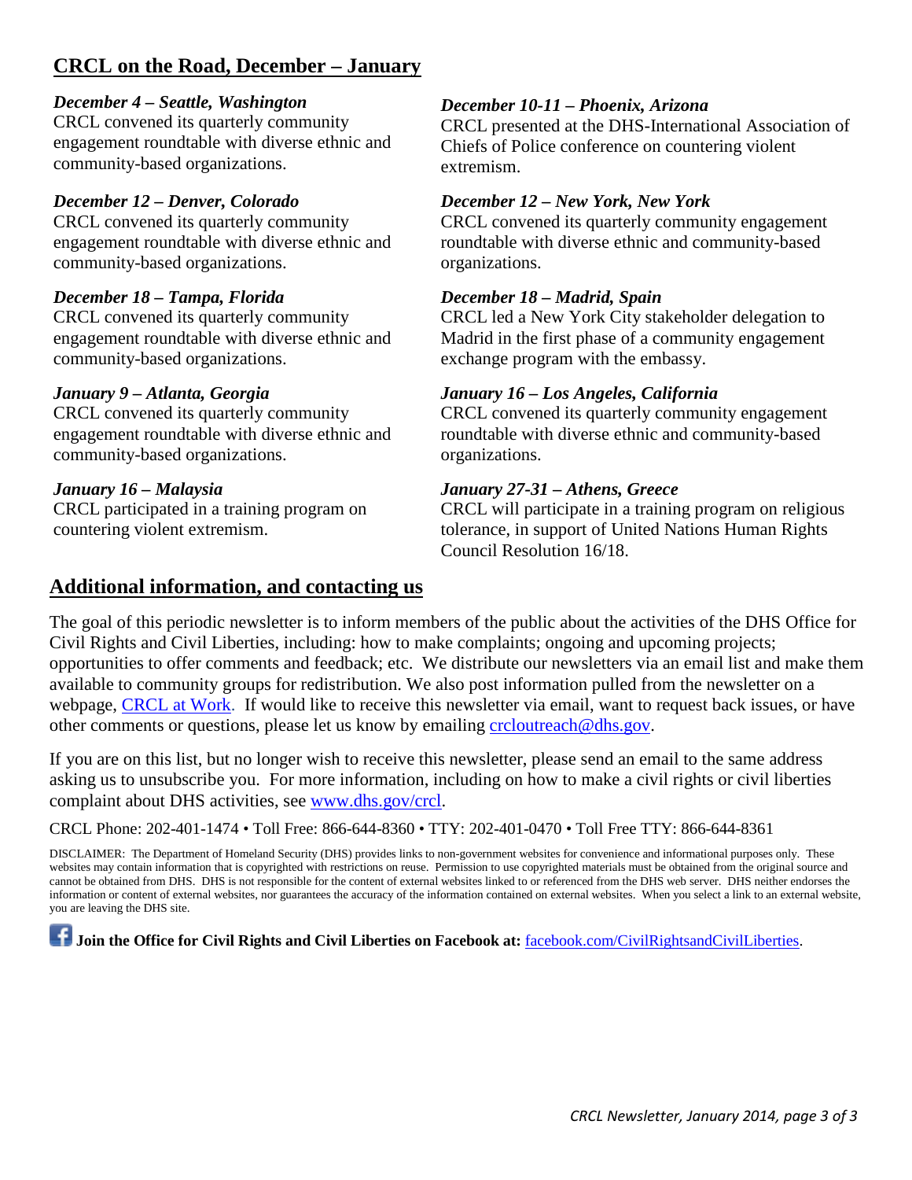## CRCL on the Road, December – January

***December 4 – Seattle, Washington***
CRCL convened its quarterly community engagement roundtable with diverse ethnic and community-based organizations.

***December 12 – Denver, Colorado***
CRCL convened its quarterly community engagement roundtable with diverse ethnic and community-based organizations.

***December 18 – Tampa, Florida***
CRCL convened its quarterly community engagement roundtable with diverse ethnic and community-based organizations.

***January 9 – Atlanta, Georgia***
CRCL convened its quarterly community engagement roundtable with diverse ethnic and community-based organizations.

***January 16 – Malaysia***
CRCL participated in a training program on countering violent extremism.

***December 10-11 – Phoenix, Arizona***
CRCL presented at the DHS-International Association of Chiefs of Police conference on countering violent extremism.

***December 12 – New York, New York***
CRCL convened its quarterly community engagement roundtable with diverse ethnic and community-based organizations.

***December 18 – Madrid, Spain***
CRCL led a New York City stakeholder delegation to Madrid in the first phase of a community engagement exchange program with the embassy.

***January 16 – Los Angeles, California***
CRCL convened its quarterly community engagement roundtable with diverse ethnic and community-based organizations.

***January 27-31 – Athens, Greece***
CRCL will participate in a training program on religious tolerance, in support of United Nations Human Rights Council Resolution 16/18.

## Additional information, and contacting us

The goal of this periodic newsletter is to inform members of the public about the activities of the DHS Office for Civil Rights and Civil Liberties, including: how to make complaints; ongoing and upcoming projects; opportunities to offer comments and feedback; etc. We distribute our newsletters via an email list and make them available to community groups for redistribution. We also post information pulled from the newsletter on a webpage, CRCL at Work. If would like to receive this newsletter via email, want to request back issues, or have other comments or questions, please let us know by emailing crcloutreach@dhs.gov.

If you are on this list, but no longer wish to receive this newsletter, please send an email to the same address asking us to unsubscribe you. For more information, including on how to make a civil rights or civil liberties complaint about DHS activities, see www.dhs.gov/crcl.

CRCL Phone: 202-401-1474 • Toll Free: 866-644-8360 • TTY: 202-401-0470 • Toll Free TTY: 866-644-8361

DISCLAIMER: The Department of Homeland Security (DHS) provides links to non-government websites for convenience and informational purposes only. These websites may contain information that is copyrighted with restrictions on reuse. Permission to use copyrighted materials must be obtained from the original source and cannot be obtained from DHS. DHS is not responsible for the content of external websites linked to or referenced from the DHS web server. DHS neither endorses the information or content of external websites, nor guarantees the accuracy of the information contained on external websites. When you select a link to an external website, you are leaving the DHS site.

**Join the Office for Civil Rights and Civil Liberties on Facebook at:** facebook.com/CivilRightsandCivilLiberties.